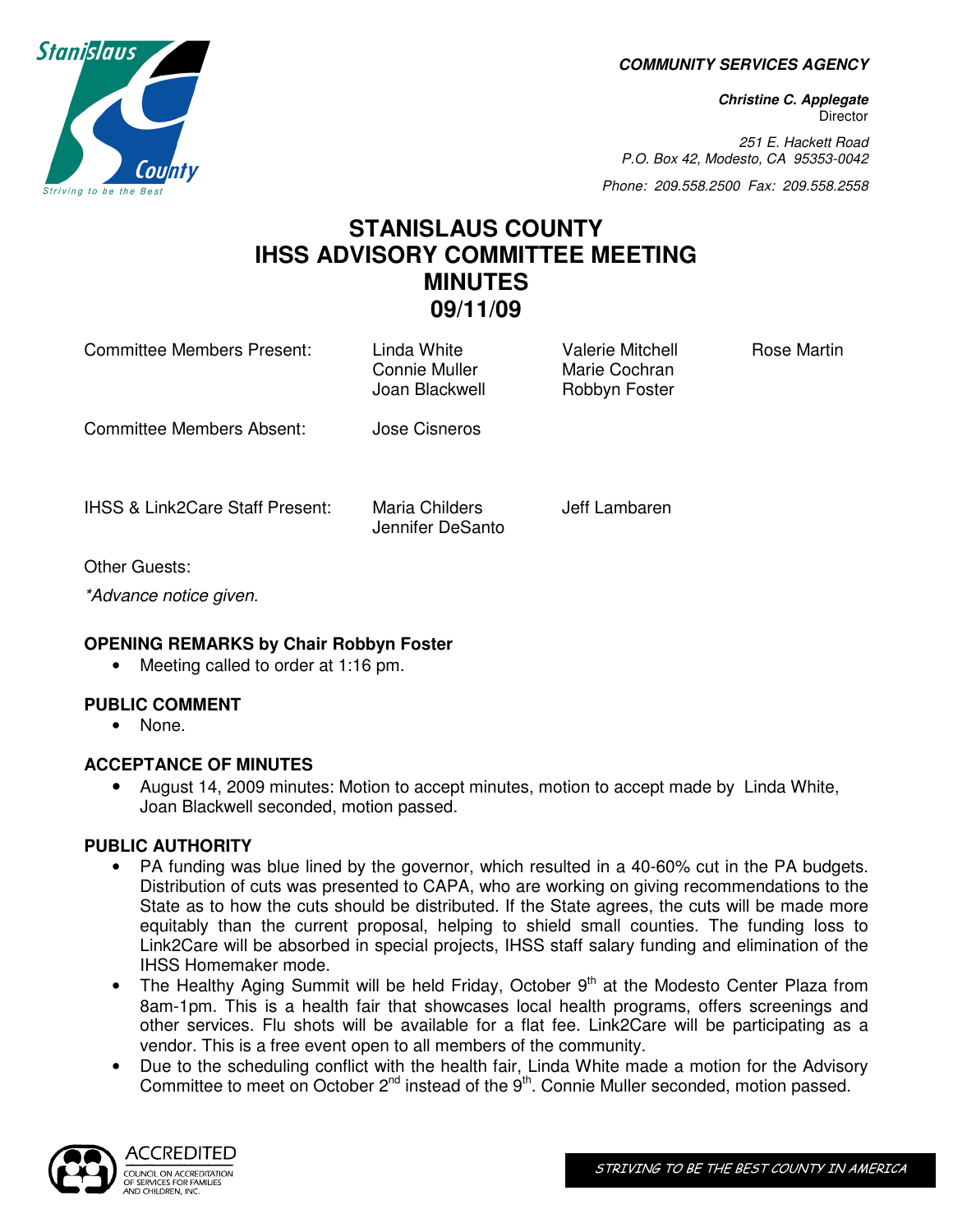**COMMUNITY SERVICES AGENCY**

***Christine C. Applegate***
Director

*251 E. Hackett Road*
*P.O. Box 42, Modesto, CA 95353-0042*

*Phone: 209.558.2500 Fax: 209.558.2558*

# STANISLAUS COUNTY
# IHSS ADVISORY COMMITTEE MEETING
# MINUTES
# 09/11/09

| | | | |
|---|---|---|---|
| Committee Members Present: | Linda White<br>Connie Muller<br>Joan Blackwell | Valerie Mitchell<br>Marie Cochran<br>Robbyn Foster | Rose Martin |
| Committee Members Absent: | Jose Cisneros | | |
| IHSS & Link2Care Staff Present: | Maria Childers<br>Jennifer DeSanto | Jeff Lambaren | |

Other Guests:

*\*Advance notice given.*

**OPENING REMARKS by Chair Robbyn Foster**

- Meeting called to order at 1:16 pm.

**PUBLIC COMMENT**

- None.

**ACCEPTANCE OF MINUTES**

- August 14, 2009 minutes: Motion to accept minutes, motion to accept made by Linda White, Joan Blackwell seconded, motion passed.

**PUBLIC AUTHORITY**

- PA funding was blue lined by the governor, which resulted in a 40-60% cut in the PA budgets. Distribution of cuts was presented to CAPA, who are working on giving recommendations to the State as to how the cuts should be distributed. If the State agrees, the cuts will be made more equitably than the current proposal, helping to shield small counties. The funding loss to Link2Care will be absorbed in special projects, IHSS staff salary funding and elimination of the IHSS Homemaker mode.
- The Healthy Aging Summit will be held Friday, October 9th at the Modesto Center Plaza from 8am-1pm. This is a health fair that showcases local health programs, offers screenings and other services. Flu shots will be available for a flat fee. Link2Care will be participating as a vendor. This is a free event open to all members of the community.
- Due to the scheduling conflict with the health fair, Linda White made a motion for the Advisory Committee to meet on October 2nd instead of the 9th. Connie Muller seconded, motion passed.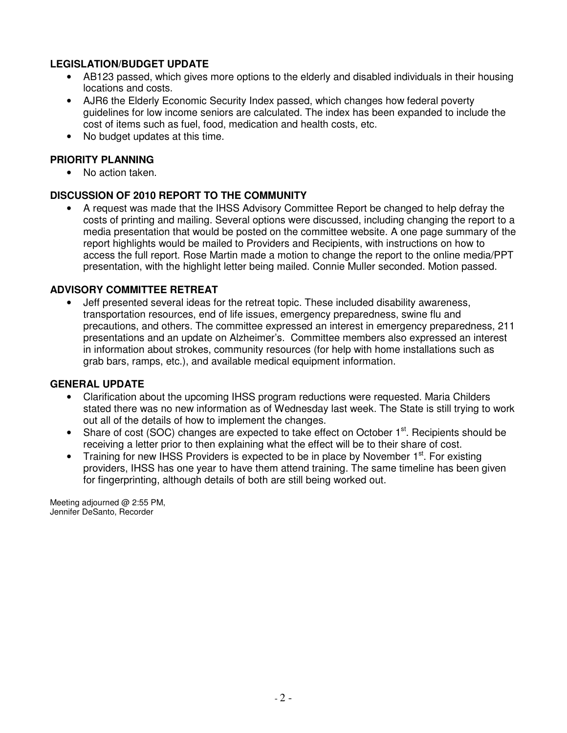**LEGISLATION/BUDGET UPDATE**

- AB123 passed, which gives more options to the elderly and disabled individuals in their housing locations and costs.
- AJR6 the Elderly Economic Security Index passed, which changes how federal poverty guidelines for low income seniors are calculated. The index has been expanded to include the cost of items such as fuel, food, medication and health costs, etc.
- No budget updates at this time.

**PRIORITY PLANNING**

- No action taken.

**DISCUSSION OF 2010 REPORT TO THE COMMUNITY**

- A request was made that the IHSS Advisory Committee Report be changed to help defray the costs of printing and mailing. Several options were discussed, including changing the report to a media presentation that would be posted on the committee website. A one page summary of the report highlights would be mailed to Providers and Recipients, with instructions on how to access the full report. Rose Martin made a motion to change the report to the online media/PPT presentation, with the highlight letter being mailed. Connie Muller seconded. Motion passed.

**ADVISORY COMMITTEE RETREAT**

- Jeff presented several ideas for the retreat topic. These included disability awareness, transportation resources, end of life issues, emergency preparedness, swine flu and precautions, and others. The committee expressed an interest in emergency preparedness, 211 presentations and an update on Alzheimer's. Committee members also expressed an interest in information about strokes, community resources (for help with home installations such as grab bars, ramps, etc.), and available medical equipment information.

**GENERAL UPDATE**

- Clarification about the upcoming IHSS program reductions were requested. Maria Childers stated there was no new information as of Wednesday last week. The State is still trying to work out all of the details of how to implement the changes.
- Share of cost (SOC) changes are expected to take effect on October 1st. Recipients should be receiving a letter prior to then explaining what the effect will be to their share of cost.
- Training for new IHSS Providers is expected to be in place by November 1st. For existing providers, IHSS has one year to have them attend training. The same timeline has been given for fingerprinting, although details of both are still being worked out.

Meeting adjourned @ 2:55 PM,
Jennifer DeSanto, Recorder